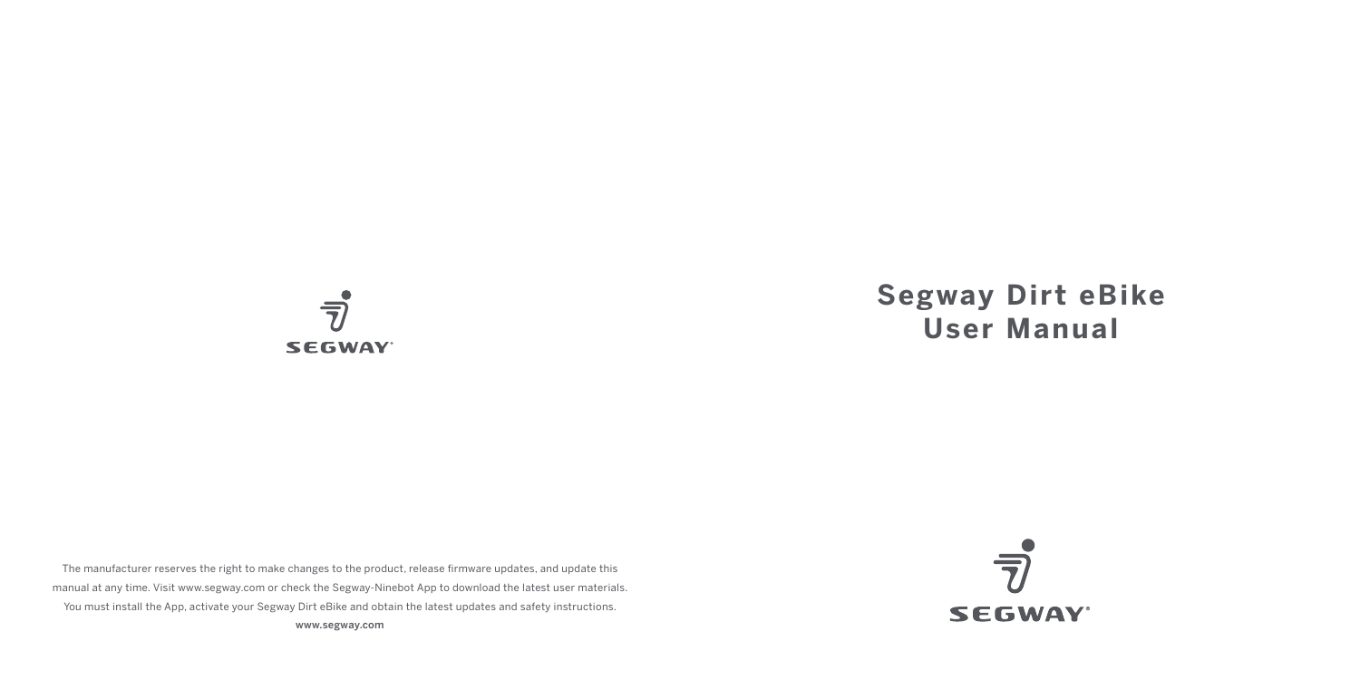SEGWAY

# Segway Dirt eBike User Manual

The manufacturer reserves the right to make changes to the product, release firmware updates, and update this manual at any time. Visit www.segway.com or check the Segway-Ninebot App to download the latest user materials. You must install the App, activate your Segway Dirt eBike and obtain the latest updates and safety instructions.

www.segway.com

SEGWAY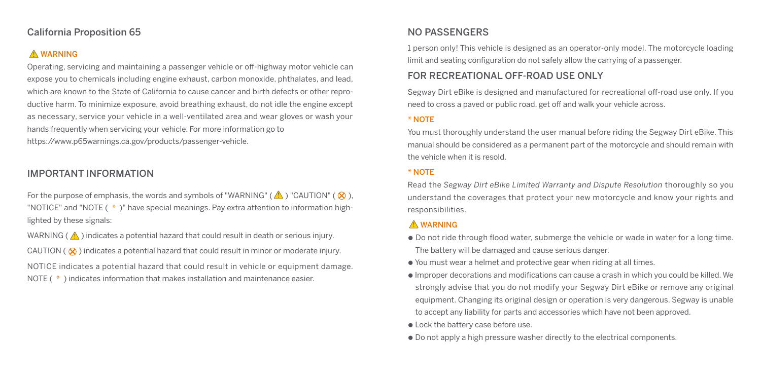## California Proposition 65

⚠ WARNING

Operating, servicing and maintaining a passenger vehicle or off-highway motor vehicle can expose you to chemicals including engine exhaust, carbon monoxide, phthalates, and lead, which are known to the State of California to cause cancer and birth defects or other reproductive harm. To minimize exposure, avoid breathing exhaust, do not idle the engine except as necessary, service your vehicle in a well-ventilated area and wear gloves or wash your hands frequently when servicing your vehicle. For more information go to https://www.p65warnings.ca.gov/products/passenger-vehicle.

## IMPORTANT INFORMATION

For the purpose of emphasis, the words and symbols of "WARNING" ( ⚠ ) "CAUTION" ( ⊗ ), "NOTICE" and "NOTE ( * )" have special meanings. Pay extra attention to information highlighted by these signals:

WARNING ( ⚠ ) indicates a potential hazard that could result in death or serious injury.

CAUTION ( ⊗ ) indicates a potential hazard that could result in minor or moderate injury.

NOTICE indicates a potential hazard that could result in vehicle or equipment damage.
NOTE ( * ) indicates information that makes installation and maintenance easier.

## NO PASSENGERS

1 person only! This vehicle is designed as an operator-only model. The motorcycle loading limit and seating configuration do not safely allow the carrying of a passenger.

## FOR RECREATIONAL OFF-ROAD USE ONLY

Segway Dirt eBike is designed and manufactured for recreational off-road use only. If you need to cross a paved or public road, get off and walk your vehicle across.

* NOTE

You must thoroughly understand the user manual before riding the Segway Dirt eBike. This manual should be considered as a permanent part of the motorcycle and should remain with the vehicle when it is resold.

* NOTE

Read the *Segway Dirt eBike Limited Warranty and Dispute Resolution* thoroughly so you understand the coverages that protect your new motorcycle and know your rights and responsibilities.

⚠ WARNING

- Do not ride through flood water, submerge the vehicle or wade in water for a long time. The battery will be damaged and cause serious danger.
- You must wear a helmet and protective gear when riding at all times.
- Improper decorations and modifications can cause a crash in which you could be killed. We strongly advise that you do not modify your Segway Dirt eBike or remove any original equipment. Changing its original design or operation is very dangerous. Segway is unable to accept any liability for parts and accessories which have not been approved.
- Lock the battery case before use.
- Do not apply a high pressure washer directly to the electrical components.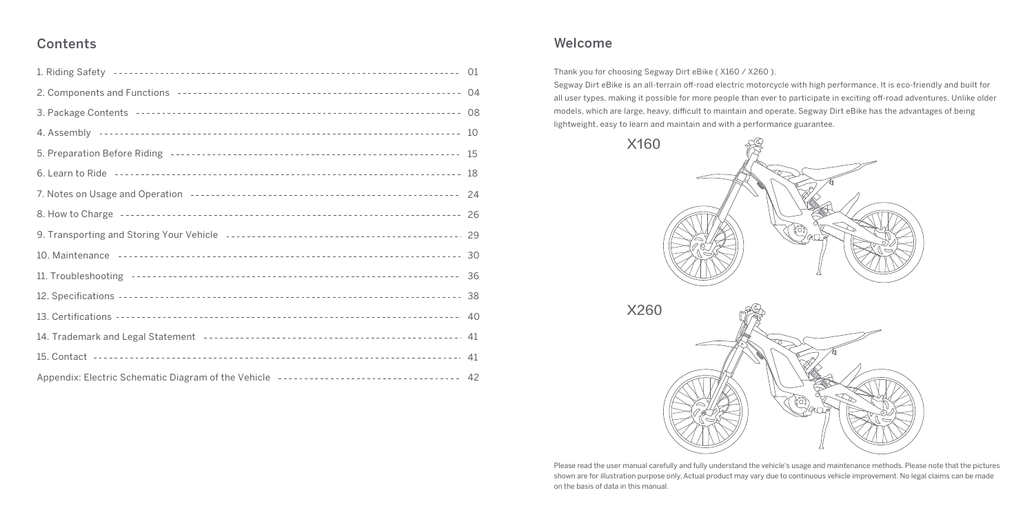## Contents

| | |
|---|---|
| 1. Riding Safety | 01 |
| 2. Components and Functions | 04 |
| 3. Package Contents | 08 |
| 4. Assembly | 10 |
| 5. Preparation Before Riding | 15 |
| 6. Learn to Ride | 18 |
| 7. Notes on Usage and Operation | 24 |
| 8. How to Charge | 26 |
| 9. Transporting and Storing Your Vehicle | 29 |
| 10. Maintenance | 30 |
| 11. Troubleshooting | 36 |
| 12. Specifications | 38 |
| 13. Certifications | 40 |
| 14. Trademark and Legal Statement | 41 |
| 15. Contact | 41 |
| Appendix: Electric Schematic Diagram of the Vehicle | 42 |

## Welcome

Thank you for choosing Segway Dirt eBike ( X160 / X260 ).

Segway Dirt eBike is an all-terrain off-road electric motorcycle with high performance. It is eco-friendly and built for all user types, making it possible for more people than ever to participate in exciting off-road adventures. Unlike older models, which are large, heavy, difficult to maintain and operate, Segway Dirt eBike has the advantages of being lightweight, easy to learn and maintain and with a performance guarantee.

X160

X260

Please read the user manual carefully and fully understand the vehicle's usage and maintenance methods. Please note that the pictures shown are for illustration purpose only. Actual product may vary due to continuous vehicle improvement. No legal claims can be made on the basis of data in this manual.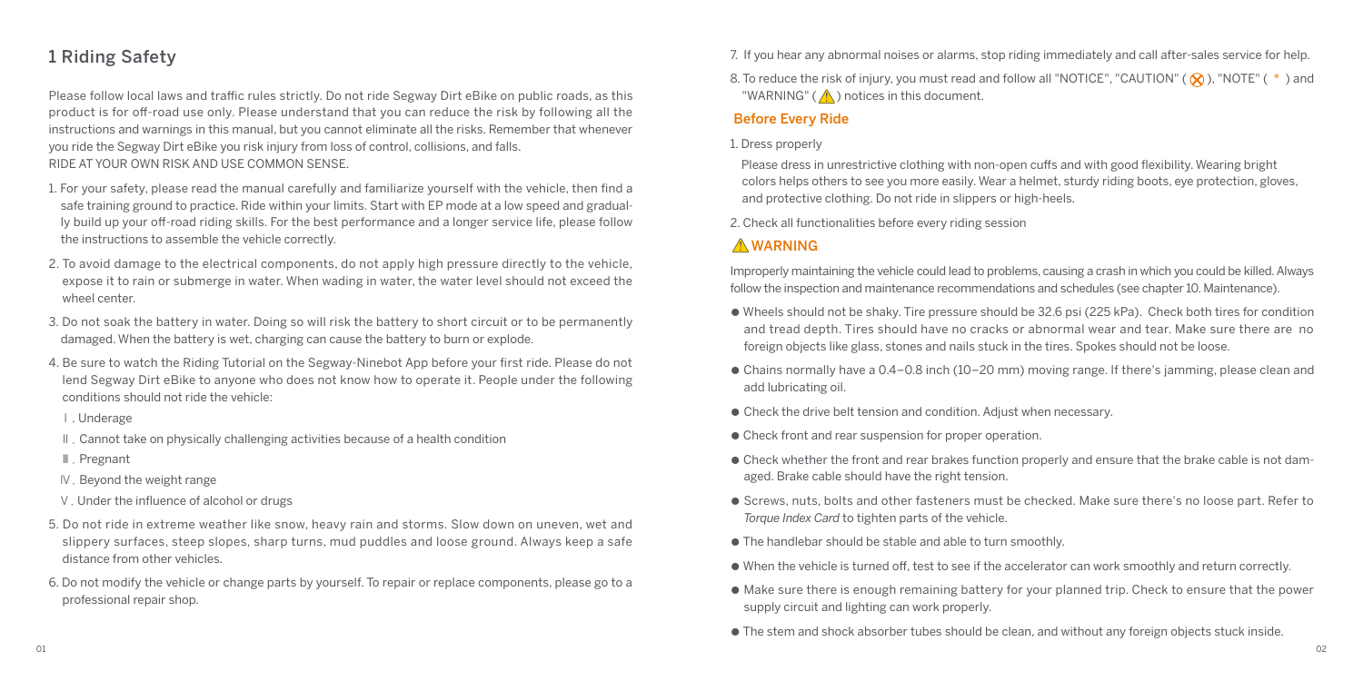## 1 Riding Safety

Please follow local laws and traffic rules strictly. Do not ride Segway Dirt eBike on public roads, as this product is for off-road use only. Please understand that you can reduce the risk by following all the instructions and warnings in this manual, but you cannot eliminate all the risks. Remember that whenever you ride the Segway Dirt eBike you risk injury from loss of control, collisions, and falls.
RIDE AT YOUR OWN RISK AND USE COMMON SENSE.

1. For your safety, please read the manual carefully and familiarize yourself with the vehicle, then find a safe training ground to practice. Ride within your limits. Start with EP mode at a low speed and gradually build up your off-road riding skills. For the best performance and a longer service life, please follow the instructions to assemble the vehicle correctly.
2. To avoid damage to the electrical components, do not apply high pressure directly to the vehicle, expose it to rain or submerge in water. When wading in water, the water level should not exceed the wheel center.
3. Do not soak the battery in water. Doing so will risk the battery to short circuit or to be permanently damaged. When the battery is wet, charging can cause the battery to burn or explode.
4. Be sure to watch the Riding Tutorial on the Segway-Ninebot App before your first ride. Please do not lend Segway Dirt eBike to anyone who does not know how to operate it. People under the following conditions should not ride the vehicle:
   Ⅰ. Underage
   Ⅱ. Cannot take on physically challenging activities because of a health condition
   Ⅲ. Pregnant
   Ⅳ. Beyond the weight range
   Ⅴ. Under the influence of alcohol or drugs
5. Do not ride in extreme weather like snow, heavy rain and storms. Slow down on uneven, wet and slippery surfaces, steep slopes, sharp turns, mud puddles and loose ground. Always keep a safe distance from other vehicles.
6. Do not modify the vehicle or change parts by yourself. To repair or replace components, please go to a professional repair shop.
7. If you hear any abnormal noises or alarms, stop riding immediately and call after-sales service for help.
8. To reduce the risk of injury, you must read and follow all "NOTICE", "CAUTION" (⊗), "NOTE" ( * ) and "WARNING" (⚠) notices in this document.

### Before Every Ride

1. Dress properly

   Please dress in unrestrictive clothing with non-open cuffs and with good flexibility. Wearing bright colors helps others to see you more easily. Wear a helmet, sturdy riding boots, eye protection, gloves, and protective clothing. Do not ride in slippers or high-heels.

2. Check all functionalities before every riding session

### ⚠ WARNING

Improperly maintaining the vehicle could lead to problems, causing a crash in which you could be killed. Always follow the inspection and maintenance recommendations and schedules (see chapter 10. Maintenance).

- Wheels should not be shaky. Tire pressure should be 32.6 psi (225 kPa). Check both tires for condition and tread depth. Tires should have no cracks or abnormal wear and tear. Make sure there are no foreign objects like glass, stones and nails stuck in the tires. Spokes should not be loose.
- Chains normally have a 0.4–0.8 inch (10–20 mm) moving range. If there's jamming, please clean and add lubricating oil.
- Check the drive belt tension and condition. Adjust when necessary.
- Check front and rear suspension for proper operation.
- Check whether the front and rear brakes function properly and ensure that the brake cable is not damaged. Brake cable should have the right tension.
- Screws, nuts, bolts and other fasteners must be checked. Make sure there's no loose part. Refer to *Torque Index Card* to tighten parts of the vehicle.
- The handlebar should be stable and able to turn smoothly.
- When the vehicle is turned off, test to see if the accelerator can work smoothly and return correctly.
- Make sure there is enough remaining battery for your planned trip. Check to ensure that the power supply circuit and lighting can work properly.
- The stem and shock absorber tubes should be clean, and without any foreign objects stuck inside.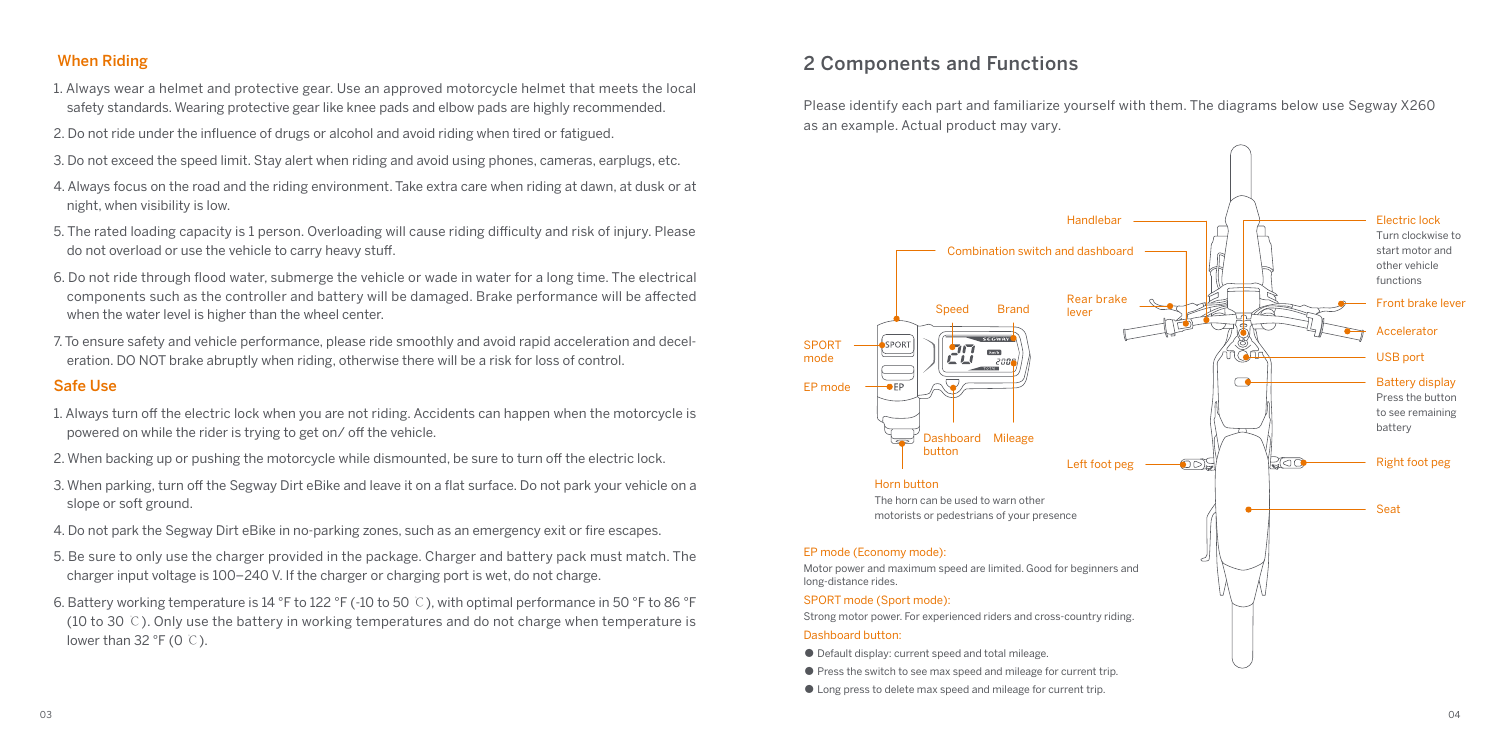### When Riding

1. Always wear a helmet and protective gear. Use an approved motorcycle helmet that meets the local safety standards. Wearing protective gear like knee pads and elbow pads are highly recommended.
2. Do not ride under the influence of drugs or alcohol and avoid riding when tired or fatigued.
3. Do not exceed the speed limit. Stay alert when riding and avoid using phones, cameras, earplugs, etc.
4. Always focus on the road and the riding environment. Take extra care when riding at dawn, at dusk or at night, when visibility is low.
5. The rated loading capacity is 1 person. Overloading will cause riding difficulty and risk of injury. Please do not overload or use the vehicle to carry heavy stuff.
6. Do not ride through flood water, submerge the vehicle or wade in water for a long time. The electrical components such as the controller and battery will be damaged. Brake performance will be affected when the water level is higher than the wheel center.
7. To ensure safety and vehicle performance, please ride smoothly and avoid rapid acceleration and deceleration. DO NOT brake abruptly when riding, otherwise there will be a risk for loss of control.

### Safe Use

1. Always turn off the electric lock when you are not riding. Accidents can happen when the motorcycle is powered on while the rider is trying to get on/ off the vehicle.
2. When backing up or pushing the motorcycle while dismounted, be sure to turn off the electric lock.
3. When parking, turn off the Segway Dirt eBike and leave it on a flat surface. Do not park your vehicle on a slope or soft ground.
4. Do not park the Segway Dirt eBike in no-parking zones, such as an emergency exit or fire escapes.
5. Be sure to only use the charger provided in the package. Charger and battery pack must match. The charger input voltage is 100–240 V. If the charger or charging port is wet, do not charge.
6. Battery working temperature is 14 °F to 122 °F (-10 to 50 ℃), with optimal performance in 50 °F to 86 °F (10 to 30 ℃). Only use the battery in working temperatures and do not charge when temperature is lower than 32 °F (0 ℃).

## 2 Components and Functions

Please identify each part and familiarize yourself with them. The diagrams below use Segway X260 as an example. Actual product may vary.

Handlebar

Combination switch and dashboard

Speed

Brand

Rear brake lever

SPORT mode

EP mode

Dashboard button

Mileage

Left foot peg

Electric lock
Turn clockwise to start motor and other vehicle functions

Front brake lever

Accelerator

USB port

Battery display
Press the button to see remaining battery

Right foot peg

Seat

Horn button
The horn can be used to warn other motorists or pedestrians of your presence

EP mode (Economy mode):
Motor power and maximum speed are limited. Good for beginners and long-distance rides.

SPORT mode (Sport mode):
Strong motor power. For experienced riders and cross-country riding.

Dashboard button:

- Default display: current speed and total mileage.
- Press the switch to see max speed and mileage for current trip.
- Long press to delete max speed and mileage for current trip.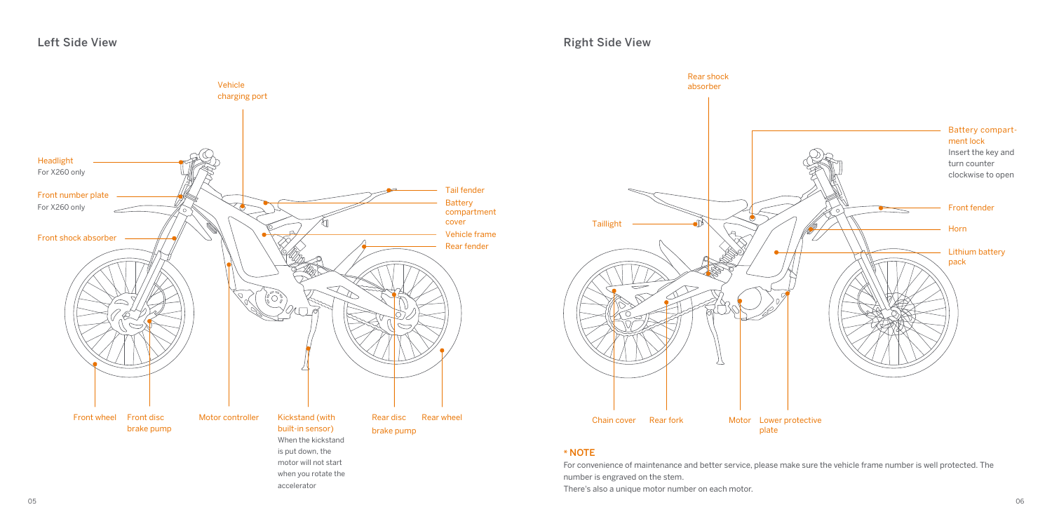## Left Side View

Vehicle charging port

Headlight
For X260 only

Front number plate
For X260 only

Front shock absorber

Tail fender

Battery compartment cover

Vehicle frame

Rear fender

Front wheel

Front disc brake pump

Motor controller

Kickstand (with built-in sensor)
When the kickstand is put down, the motor will not start when you rotate the accelerator

Rear disc brake pump

Rear wheel

## Right Side View

Rear shock absorber

Battery compartment lock
Insert the key and turn counter clockwise to open

Taillight

Front fender

Horn

Lithium battery pack

Chain cover

Rear fork

Motor

Lower protective plate

### * NOTE

For convenience of maintenance and better service, please make sure the vehicle frame number is well protected. The number is engraved on the stem.

There's also a unique motor number on each motor.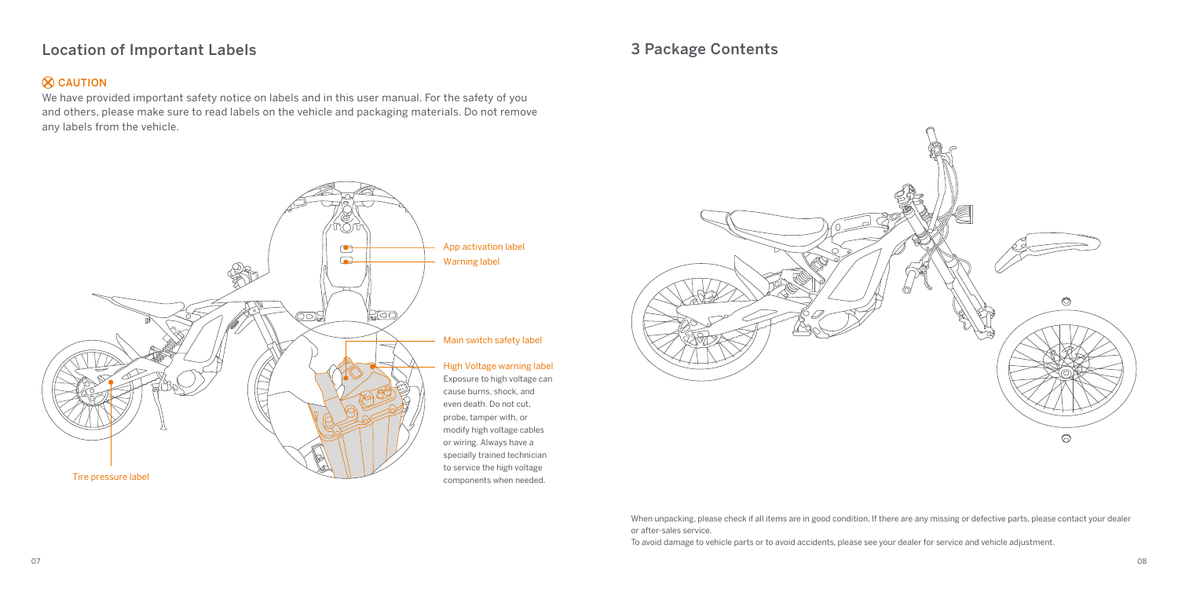## Location of Important Labels

⊗ CAUTION

We have provided important safety notice on labels and in this user manual. For the safety of you and others, please make sure to read labels on the vehicle and packaging materials. Do not remove any labels from the vehicle.

App activation label

Warning label

Main switch safety label

High Voltage warning label
Exposure to high voltage can cause burns, shock, and even death. Do not cut, probe, tamper with, or modify high voltage cables or wiring. Always have a specially trained technician to service the high voltage components when needed.

Tire pressure label

## 3 Package Contents

When unpacking, please check if all items are in good condition. If there are any missing or defective parts, please contact your dealer or after-sales service.

To avoid damage to vehicle parts or to avoid accidents, please see your dealer for service and vehicle adjustment.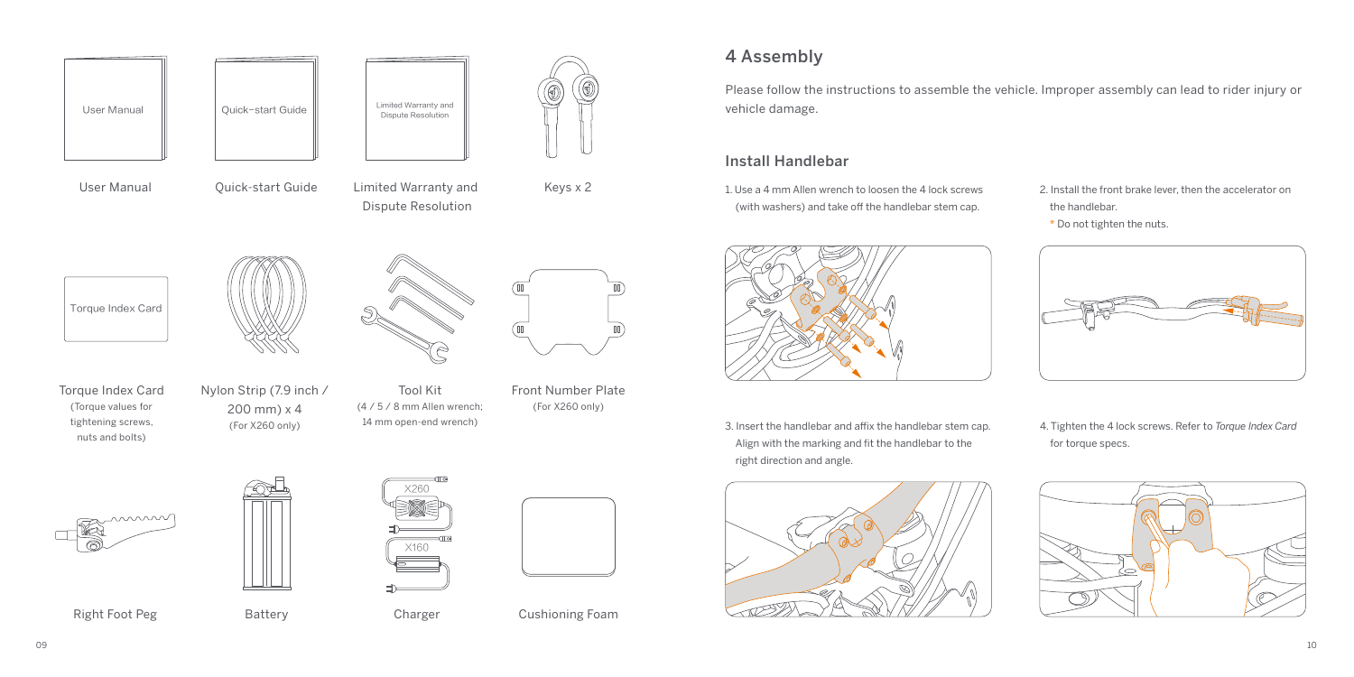User Manual

Quick-start Guide

Limited Warranty and Dispute Resolution

Keys x 2

Torque Index Card
(Torque values for tightening screws, nuts and bolts)

Nylon Strip (7.9 inch / 200 mm) x 4
(For X260 only)

Tool Kit
(4 / 5 / 8 mm Allen wrench; 14 mm open-end wrench)

Front Number Plate
(For X260 only)

Right Foot Peg

Battery

Charger

Cushioning Foam

# 4 Assembly

Please follow the instructions to assemble the vehicle. Improper assembly can lead to rider injury or vehicle damage.

## Install Handlebar

1. Use a 4 mm Allen wrench to loosen the 4 lock screws (with washers) and take off the handlebar stem cap.

2. Install the front brake lever, then the accelerator on the handlebar.
   * Do not tighten the nuts.

3. Insert the handlebar and affix the handlebar stem cap. Align with the marking and fit the handlebar to the right direction and angle.

4. Tighten the 4 lock screws. Refer to *Torque Index Card* for torque specs.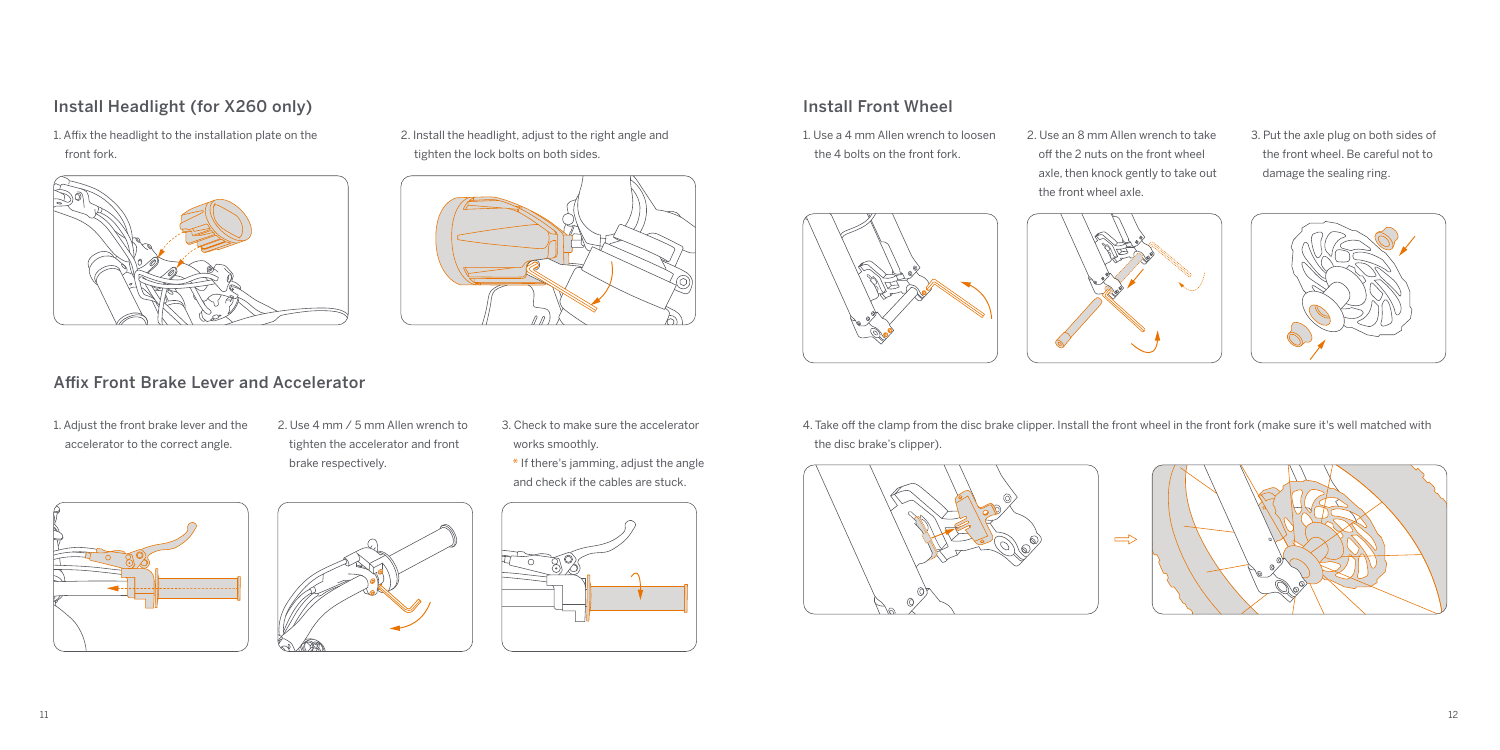## Install Headlight (for X260 only)

1. Affix the headlight to the installation plate on the front fork.

2. Install the headlight, adjust to the right angle and tighten the lock bolts on both sides.

## Affix Front Brake Lever and Accelerator

1. Adjust the front brake lever and the accelerator to the correct angle.

2. Use 4 mm / 5 mm Allen wrench to tighten the accelerator and front brake respectively.

3. Check to make sure the accelerator works smoothly.
   * If there's jamming, adjust the angle and check if the cables are stuck.

## Install Front Wheel

1. Use a 4 mm Allen wrench to loosen the 4 bolts on the front fork.

2. Use an 8 mm Allen wrench to take off the 2 nuts on the front wheel axle, then knock gently to take out the front wheel axle.

3. Put the axle plug on both sides of the front wheel. Be careful not to damage the sealing ring.

4. Take off the clamp from the disc brake clipper. Install the front wheel in the front fork (make sure it's well matched with the disc brake's clipper).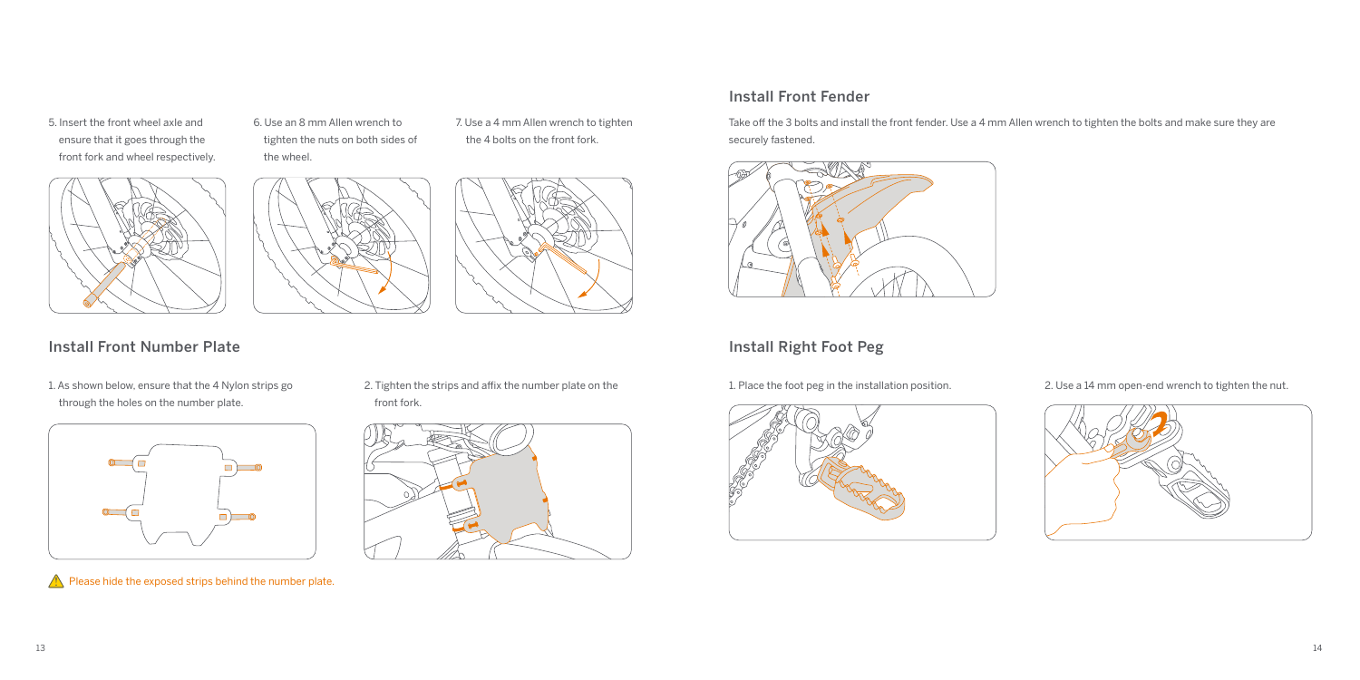5. Insert the front wheel axle and ensure that it goes through the front fork and wheel respectively.

6. Use an 8 mm Allen wrench to tighten the nuts on both sides of the wheel.

7. Use a 4 mm Allen wrench to tighten the 4 bolts on the front fork.

## Install Front Number Plate

1. As shown below, ensure that the 4 Nylon strips go through the holes on the number plate.

2. Tighten the strips and affix the number plate on the front fork.

⚠ Please hide the exposed strips behind the number plate.

## Install Front Fender

Take off the 3 bolts and install the front fender. Use a 4 mm Allen wrench to tighten the bolts and make sure they are securely fastened.

## Install Right Foot Peg

1. Place the foot peg in the installation position.

2. Use a 14 mm open-end wrench to tighten the nut.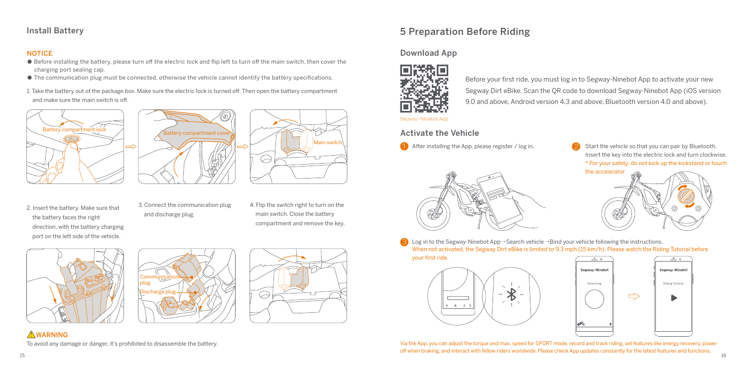## Install Battery

**NOTICE**

- Before installing the battery, please turn off the electric lock and flip left to turn off the main switch, then cover the charging port sealing cap.
- The communication plug must be connected, otherwise the vehicle cannot identify the battery specifications.

1. Take the battery out of the package box. Make sure the electric lock is turned off. Then open the battery compartment and make sure the main switch is off.

Battery compartment lock

Battery compartment cover

Main switch

2. Insert the battery. Make sure that the battery faces the right direction, with the battery charging port on the left side of the vehicle.

3. Connect the communication plug and discharge plug.

Communication plug

Discharge plug

4. Flip the switch right to turn on the main switch. Close the battery compartment and remove the key.

**⚠WARNING**

To avoid any damage or danger, it's prohibited to disassemble the battery.

# 5 Preparation Before Riding

## Download App

Segway-Ninebot App

Before your first ride, you must log in to Segway-Ninebot App to activate your new Segway Dirt eBike. Scan the QR code to download Segway-Ninebot App (iOS version 9.0 and above, Android version 4.3 and above, Bluetooth version 4.0 and above).

## Activate the Vehicle

1. After installing the App, please register / log in.

2. Start the vehicle so that you can pair by Bluetooth. Insert the key into the electric lock and turn clockwise.
   \* For your safety, do not kick up the kickstand or touch the accelerator.

3. Log in to the Segway-Ninebot App→Search vehicle→Bind your vehicle following the instructions.
   When not activated, the Segway Dirt eBike is limited to 9.3 mph (15 km/h). Please watch the Riding Tutorial before your first ride.

Segway-Ninebot

Searching

Segway-Ninebot

Riding Tutorial

Via the App, you can adjust the torque and max. speed for SPORT mode, record and track riding, set features like energy recovery, power off when braking, and interact with fellow riders worldwide. Please check App updates constantly for the latest features and functions.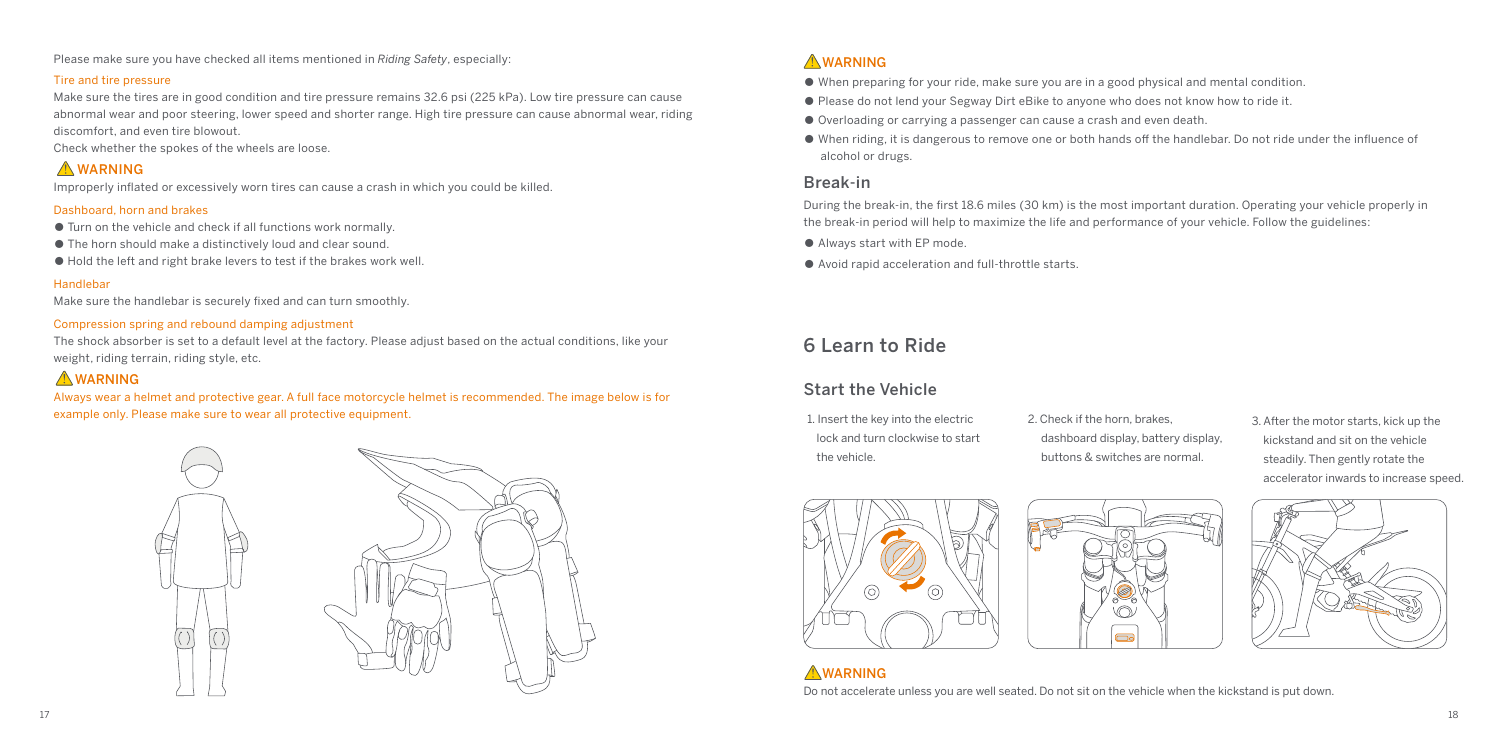Please make sure you have checked all items mentioned in *Riding Safety*, especially:

#### Tire and tire pressure

Make sure the tires are in good condition and tire pressure remains 32.6 psi (225 kPa). Low tire pressure can cause abnormal wear and poor steering, lower speed and shorter range. High tire pressure can cause abnormal wear, riding discomfort, and even tire blowout.

Check whether the spokes of the wheels are loose.

**⚠ WARNING**

Improperly inflated or excessively worn tires can cause a crash in which you could be killed.

#### Dashboard, horn and brakes

- Turn on the vehicle and check if all functions work normally.
- The horn should make a distinctively loud and clear sound.
- Hold the left and right brake levers to test if the brakes work well.

#### Handlebar

Make sure the handlebar is securely fixed and can turn smoothly.

#### Compression spring and rebound damping adjustment

The shock absorber is set to a default level at the factory. Please adjust based on the actual conditions, like your weight, riding terrain, riding style, etc.

**⚠ WARNING**

Always wear a helmet and protective gear. A full face motorcycle helmet is recommended. The image below is for example only. Please make sure to wear all protective equipment.

**⚠ WARNING**

- When preparing for your ride, make sure you are in a good physical and mental condition.
- Please do not lend your Segway Dirt eBike to anyone who does not know how to ride it.
- Overloading or carrying a passenger can cause a crash and even death.
- When riding, it is dangerous to remove one or both hands off the handlebar. Do not ride under the influence of alcohol or drugs.

### Break-in

During the break-in, the first 18.6 miles (30 km) is the most important duration. Operating your vehicle properly in the break-in period will help to maximize the life and performance of your vehicle. Follow the guidelines:

- Always start with EP mode.
- Avoid rapid acceleration and full-throttle starts.

## 6 Learn to Ride

### Start the Vehicle

1. Insert the key into the electric lock and turn clockwise to start the vehicle.
2. Check if the horn, brakes, dashboard display, battery display, buttons & switches are normal.
3. After the motor starts, kick up the kickstand and sit on the vehicle steadily. Then gently rotate the accelerator inwards to increase speed.

**⚠ WARNING**

Do not accelerate unless you are well seated. Do not sit on the vehicle when the kickstand is put down.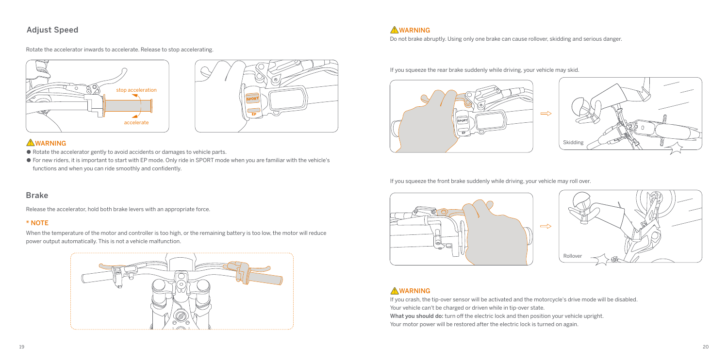## Adjust Speed

Rotate the accelerator inwards to accelerate. Release to stop accelerating.

stop acceleration

accelerate

SPORT

EP

### ⚠WARNING

- Rotate the accelerator gently to avoid accidents or damages to vehicle parts.
- For new riders, it is important to start with EP mode. Only ride in SPORT mode when you are familiar with the vehicle's functions and when you can ride smoothly and confidently.

## Brake

Release the accelerator, hold both brake levers with an appropriate force.

### * NOTE

When the temperature of the motor and controller is too high, or the remaining battery is too low, the motor will reduce power output automatically. This is not a vehicle malfunction.

### ⚠WARNING

Do not brake abruptly. Using only one brake can cause rollover, skidding and serious danger.

If you squeeze the rear brake suddenly while driving, your vehicle may skid.

Skidding

If you squeeze the front brake suddenly while driving, your vehicle may roll over.

Rollover

### ⚠WARNING

If you crash, the tip-over sensor will be activated and the motorcycle's drive mode will be disabled.
Your vehicle can't be charged or driven while in tip-over state.
**What you should do:** turn off the electric lock and then position your vehicle upright.
Your motor power will be restored after the electric lock is turned on again.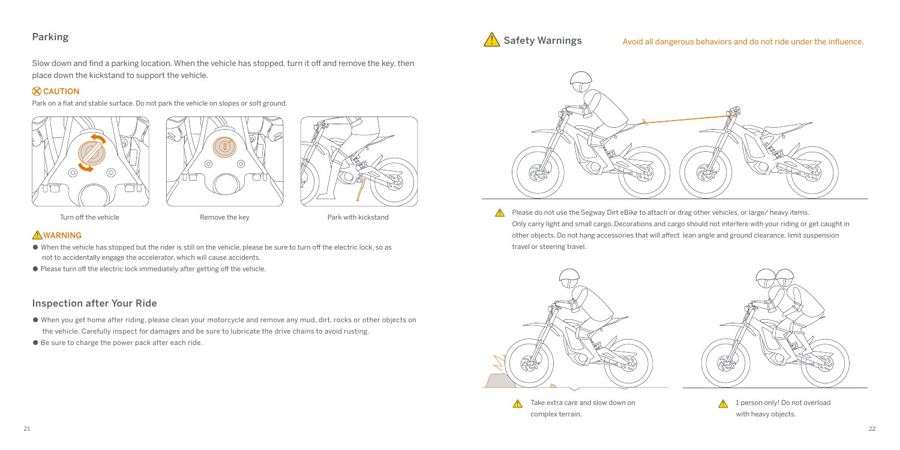## Parking

Slow down and find a parking location. When the vehicle has stopped, turn it off and remove the key, then place down the kickstand to support the vehicle.

### CAUTION

Park on a flat and stable surface. Do not park the vehicle on slopes or soft ground.

Turn off the vehicle

Remove the key

Park with kickstand

### WARNING

- When the vehicle has stopped but the rider is still on the vehicle, please be sure to turn off the electric lock, so as not to accidentally engage the accelerator, which will cause accidents.
- Please turn off the electric lock immediately after getting off the vehicle.

## Inspection after Your Ride

- When you get home after riding, please clean your motorcycle and remove any mud, dirt, rocks or other objects on the vehicle. Carefully inspect for damages and be sure to lubricate the drive chains to avoid rusting.
- Be sure to charge the power pack after each ride.

## Safety Warnings

Avoid all dangerous behaviors and do not ride under the influence.

Please do not use the Segway Dirt eBike to attach or drag other vehicles, or large/ heavy items. Only carry light and small cargo. Decorations and cargo should not interfere with your riding or get caught in other objects. Do not hang accessories that will affect lean angle and ground clearance, limit suspension travel or steering travel.

Take extra care and slow down on complex terrain.

1 person only! Do not overload with heavy objects.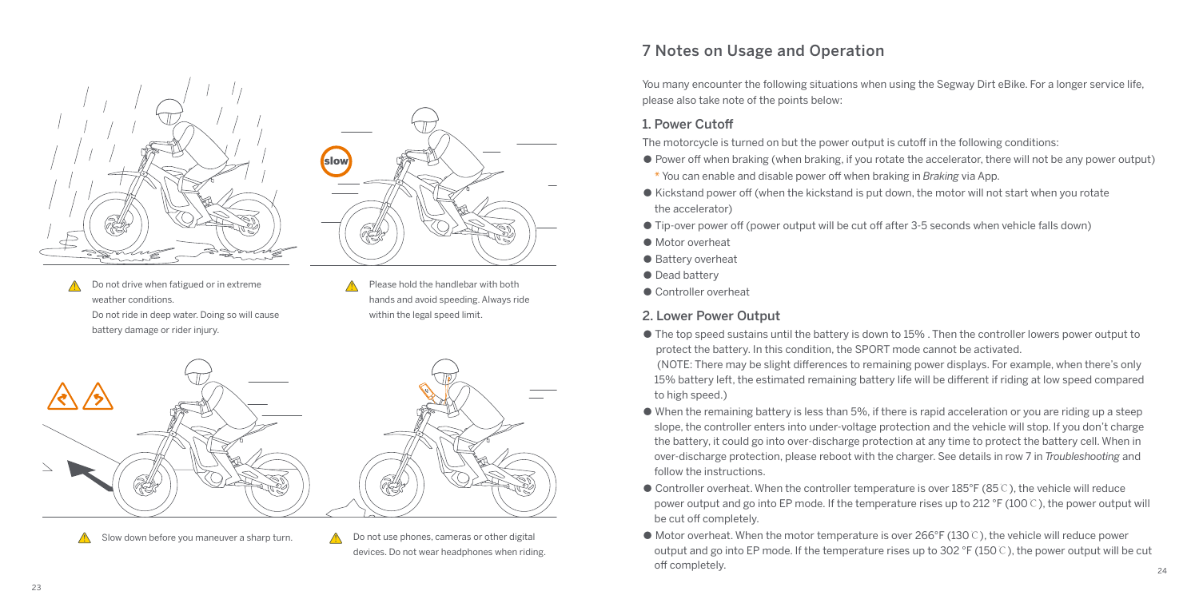Do not drive when fatigued or in extreme weather conditions.
Do not ride in deep water. Doing so will cause battery damage or rider injury.

Please hold the handlebar with both hands and avoid speeding. Always ride within the legal speed limit.

Slow down before you maneuver a sharp turn.

Do not use phones, cameras or other digital devices. Do not wear headphones when riding.

# 7 Notes on Usage and Operation

You many encounter the following situations when using the Segway Dirt eBike. For a longer service life, please also take note of the points below:

## 1. Power Cutoff

The motorcycle is turned on but the power output is cutoff in the following conditions:

- Power off when braking (when braking, if you rotate the accelerator, there will not be any power output)
  * You can enable and disable power off when braking in *Braking* via App.
- Kickstand power off (when the kickstand is put down, the motor will not start when you rotate the accelerator)
- Tip-over power off (power output will be cut off after 3-5 seconds when vehicle falls down)
- Motor overheat
- Battery overheat
- Dead battery
- Controller overheat

## 2. Lower Power Output

- The top speed sustains until the battery is down to 15% . Then the controller lowers power output to protect the battery. In this condition, the SPORT mode cannot be activated.
  (NOTE: There may be slight differences to remaining power displays. For example, when there's only 15% battery left, the estimated remaining battery life will be different if riding at low speed compared to high speed.)
- When the remaining battery is less than 5%, if there is rapid acceleration or you are riding up a steep slope, the controller enters into under-voltage protection and the vehicle will stop. If you don't charge the battery, it could go into over-discharge protection at any time to protect the battery cell. When in over-discharge protection, please reboot with the charger. See details in row 7 in *Troubleshooting* and follow the instructions.
- Controller overheat. When the controller temperature is over 185°F (85℃), the vehicle will reduce power output and go into EP mode. If the temperature rises up to 212 °F (100℃), the power output will be cut off completely.
- Motor overheat. When the motor temperature is over 266°F (130℃), the vehicle will reduce power output and go into EP mode. If the temperature rises up to 302 °F (150℃), the power output will be cut off completely.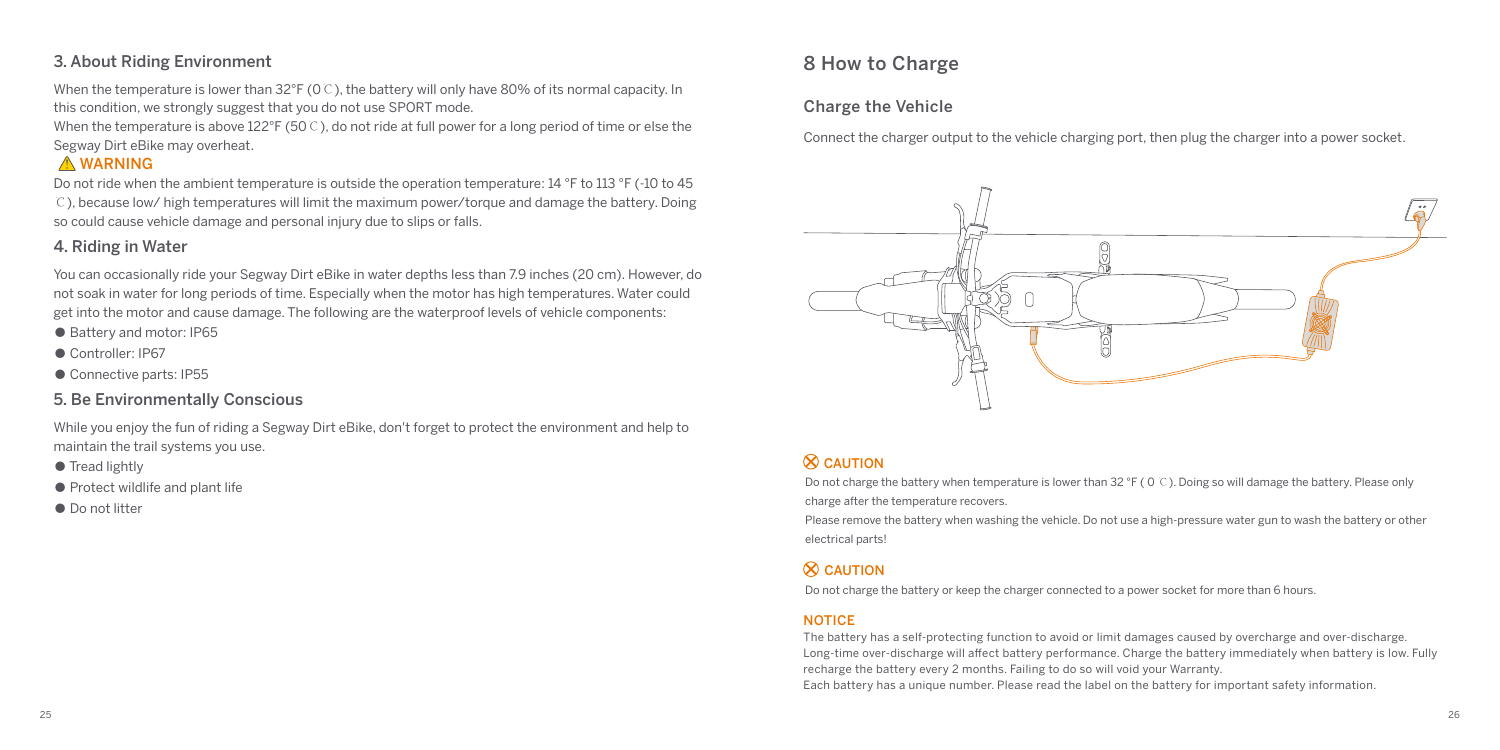### 3. About Riding Environment

When the temperature is lower than 32°F (0 ℃), the battery will only have 80% of its normal capacity. In this condition, we strongly suggest that you do not use SPORT mode.

When the temperature is above 122°F (50 ℃), do not ride at full power for a long period of time or else the Segway Dirt eBike may overheat.

**⚠ WARNING**

Do not ride when the ambient temperature is outside the operation temperature: 14 °F to 113 °F (-10 to 45 ℃), because low/ high temperatures will limit the maximum power/torque and damage the battery. Doing so could cause vehicle damage and personal injury due to slips or falls.

### 4. Riding in Water

You can occasionally ride your Segway Dirt eBike in water depths less than 7.9 inches (20 cm). However, do not soak in water for long periods of time. Especially when the motor has high temperatures. Water could get into the motor and cause damage. The following are the waterproof levels of vehicle components:

- Battery and motor: IP65
- Controller: IP67
- Connective parts: IP55

### 5. Be Environmentally Conscious

While you enjoy the fun of riding a Segway Dirt eBike, don't forget to protect the environment and help to maintain the trail systems you use.

- Tread lightly
- Protect wildlife and plant life
- Do not litter

## 8 How to Charge

### Charge the Vehicle

Connect the charger output to the vehicle charging port, then plug the charger into a power socket.

**⊗ CAUTION**

Do not charge the battery when temperature is lower than 32 °F ( 0 ℃). Doing so will damage the battery. Please only charge after the temperature recovers.

Please remove the battery when washing the vehicle. Do not use a high-pressure water gun to wash the battery or other electrical parts!

**⊗ CAUTION**

Do not charge the battery or keep the charger connected to a power socket for more than 6 hours.

**NOTICE**

The battery has a self-protecting function to avoid or limit damages caused by overcharge and over-discharge. Long-time over-discharge will affect battery performance. Charge the battery immediately when battery is low. Fully recharge the battery every 2 months. Failing to do so will void your Warranty.

Each battery has a unique number. Please read the label on the battery for important safety information.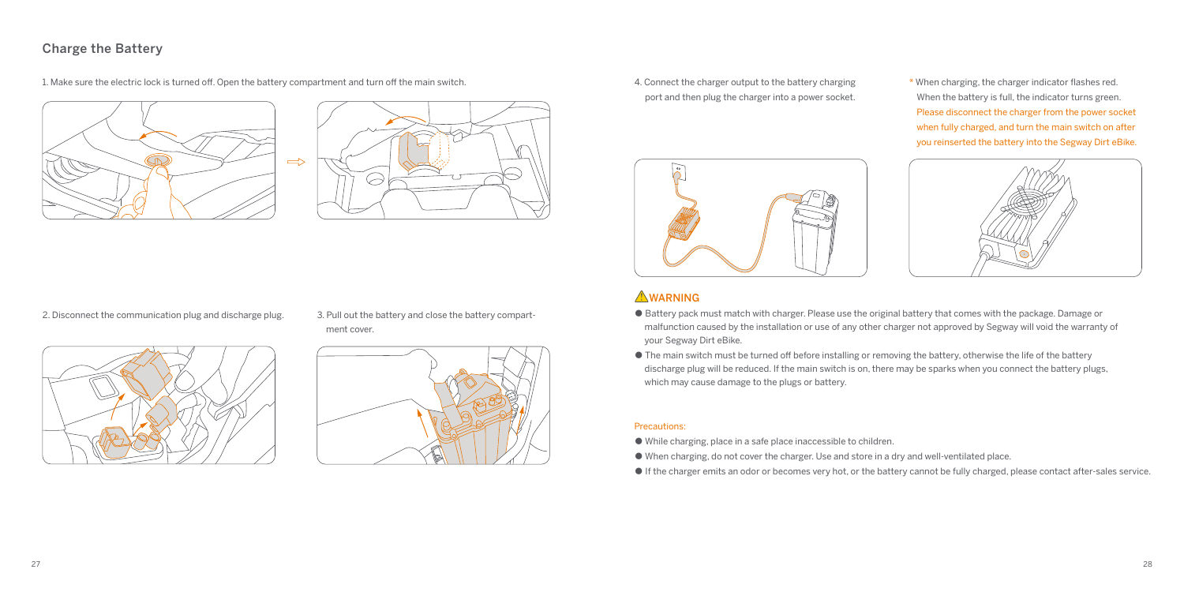## Charge the Battery

1. Make sure the electric lock is turned off. Open the battery compartment and turn off the main switch.

2. Disconnect the communication plug and discharge plug.

3. Pull out the battery and close the battery compartment cover.

4. Connect the charger output to the battery charging port and then plug the charger into a power socket.

* When charging, the charger indicator flashes red. When the battery is full, the indicator turns green. Please disconnect the charger from the power socket when fully charged, and turn the main switch on after you reinserted the battery into the Segway Dirt eBike.

### ⚠ WARNING

- Battery pack must match with charger. Please use the original battery that comes with the package. Damage or malfunction caused by the installation or use of any other charger not approved by Segway will void the warranty of your Segway Dirt eBike.
- The main switch must be turned off before installing or removing the battery, otherwise the life of the battery discharge plug will be reduced. If the main switch is on, there may be sparks when you connect the battery plugs, which may cause damage to the plugs or battery.

Precautions:

- While charging, place in a safe place inaccessible to children.
- When charging, do not cover the charger. Use and store in a dry and well-ventilated place.
- If the charger emits an odor or becomes very hot, or the battery cannot be fully charged, please contact after-sales service.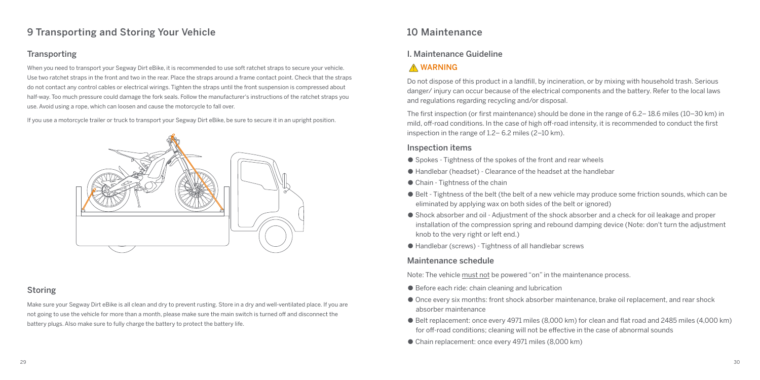## 9 Transporting and Storing Your Vehicle

### Transporting

When you need to transport your Segway Dirt eBike, it is recommended to use soft ratchet straps to secure your vehicle. Use two ratchet straps in the front and two in the rear. Place the straps around a frame contact point. Check that the straps do not contact any control cables or electrical wirings. Tighten the straps until the front suspension is compressed about half-way. Too much pressure could damage the fork seals. Follow the manufacturer's instructions of the ratchet straps you use. Avoid using a rope, which can loosen and cause the motorcycle to fall over.

If you use a motorcycle trailer or truck to transport your Segway Dirt eBike, be sure to secure it in an upright position.

### Storing

Make sure your Segway Dirt eBike is all clean and dry to prevent rusting. Store in a dry and well-ventilated place. If you are not going to use the vehicle for more than a month, please make sure the main switch is turned off and disconnect the battery plugs. Also make sure to fully charge the battery to protect the battery life.

## 10 Maintenance

### I. Maintenance Guideline

**⚠ WARNING**

Do not dispose of this product in a landfill, by incineration, or by mixing with household trash. Serious danger/ injury can occur because of the electrical components and the battery. Refer to the local laws and regulations regarding recycling and/or disposal.

The first inspection (or first maintenance) should be done in the range of 6.2– 18.6 miles (10–30 km) in mild, off-road conditions. In the case of high off-road intensity, it is recommended to conduct the first inspection in the range of 1.2– 6.2 miles (2–10 km).

### Inspection items

- Spokes - Tightness of the spokes of the front and rear wheels
- Handlebar (headset) - Clearance of the headset at the handlebar
- Chain - Tightness of the chain
- Belt - Tightness of the belt (the belt of a new vehicle may produce some friction sounds, which can be eliminated by applying wax on both sides of the belt or ignored)
- Shock absorber and oil - Adjustment of the shock absorber and a check for oil leakage and proper installation of the compression spring and rebound damping device (Note: don't turn the adjustment knob to the very right or left end.)
- Handlebar (screws) - Tightness of all handlebar screws

### Maintenance schedule

Note: The vehicle must not be powered "on" in the maintenance process.

- Before each ride: chain cleaning and lubrication
- Once every six months: front shock absorber maintenance, brake oil replacement, and rear shock absorber maintenance
- Belt replacement: once every 4971 miles (8,000 km) for clean and flat road and 2485 miles (4,000 km) for off-road conditions; cleaning will not be effective in the case of abnormal sounds
- Chain replacement: once every 4971 miles (8,000 km)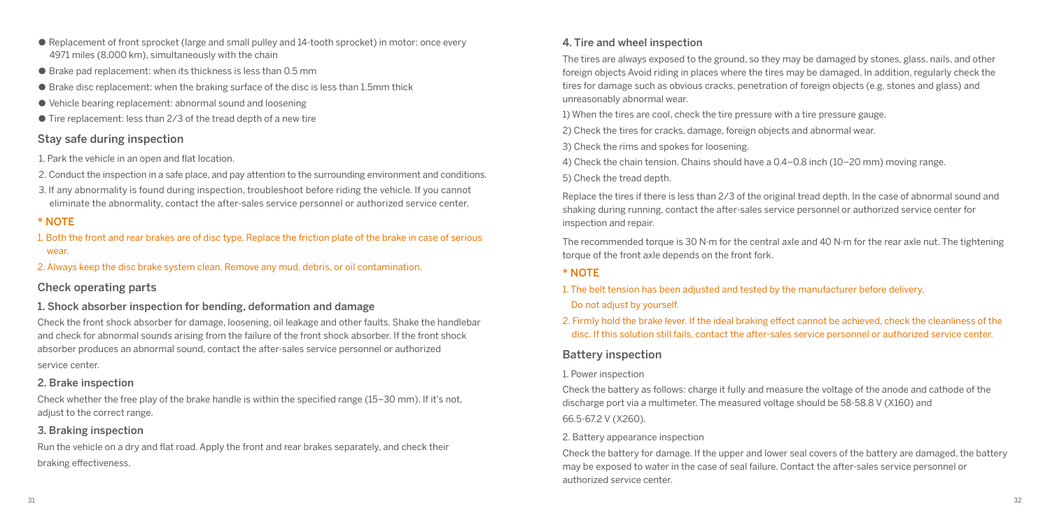- Replacement of front sprocket (large and small pulley and 14-tooth sprocket) in motor: once every 4971 miles (8,000 km), simultaneously with the chain
- Brake pad replacement: when its thickness is less than 0.5 mm
- Brake disc replacement: when the braking surface of the disc is less than 1.5mm thick
- Vehicle bearing replacement: abnormal sound and loosening
- Tire replacement: less than 2/3 of the tread depth of a new tire

## Stay safe during inspection

1. Park the vehicle in an open and flat location.
2. Conduct the inspection in a safe place, and pay attention to the surrounding environment and conditions.
3. If any abnormality is found during inspection, troubleshoot before riding the vehicle. If you cannot eliminate the abnormality, contact the after-sales service personnel or authorized service center.

### * NOTE

1. Both the front and rear brakes are of disc type. Replace the friction plate of the brake in case of serious wear.
2. Always keep the disc brake system clean. Remove any mud, debris, or oil contamination.

## Check operating parts

### 1. Shock absorber inspection for bending, deformation and damage

Check the front shock absorber for damage, loosening, oil leakage and other faults. Shake the handlebar and check for abnormal sounds arising from the failure of the front shock absorber. If the front shock absorber produces an abnormal sound, contact the after-sales service personnel or authorized service center.

### 2. Brake inspection

Check whether the free play of the brake handle is within the specified range (15–30 mm). If it's not, adjust to the correct range.

### 3. Braking inspection

Run the vehicle on a dry and flat road. Apply the front and rear brakes separately, and check their braking effectiveness.

### 4. Tire and wheel inspection

The tires are always exposed to the ground, so they may be damaged by stones, glass, nails, and other foreign objects Avoid riding in places where the tires may be damaged. In addition, regularly check the tires for damage such as obvious cracks, penetration of foreign objects (e.g. stones and glass) and unreasonably abnormal wear.

1) When the tires are cool, check the tire pressure with a tire pressure gauge.

2) Check the tires for cracks, damage, foreign objects and abnormal wear.

3) Check the rims and spokes for loosening.

4) Check the chain tension. Chains should have a 0.4–0.8 inch (10–20 mm) moving range.

5) Check the tread depth.

Replace the tires if there is less than 2/3 of the original tread depth. In the case of abnormal sound and shaking during running, contact the after-sales service personnel or authorized service center for inspection and repair.

The recommended torque is 30 N·m for the central axle and 40 N·m for the rear axle nut. The tightening torque of the front axle depends on the front fork.

### * NOTE

1. The belt tension has been adjusted and tested by the manufacturer before delivery. Do not adjust by yourself.
2. Firmly hold the brake lever. If the ideal braking effect cannot be achieved, check the cleanliness of the disc. If this solution still fails, contact the after-sales service personnel or authorized service center.

## Battery inspection

1. Power inspection

Check the battery as follows: charge it fully and measure the voltage of the anode and cathode of the discharge port via a multimeter. The measured voltage should be 58-58.8 V (X160) and 66.5-67.2 V (X260).

2. Battery appearance inspection

Check the battery for damage. If the upper and lower seal covers of the battery are damaged, the battery may be exposed to water in the case of seal failure. Contact the after-sales service personnel or authorized service center.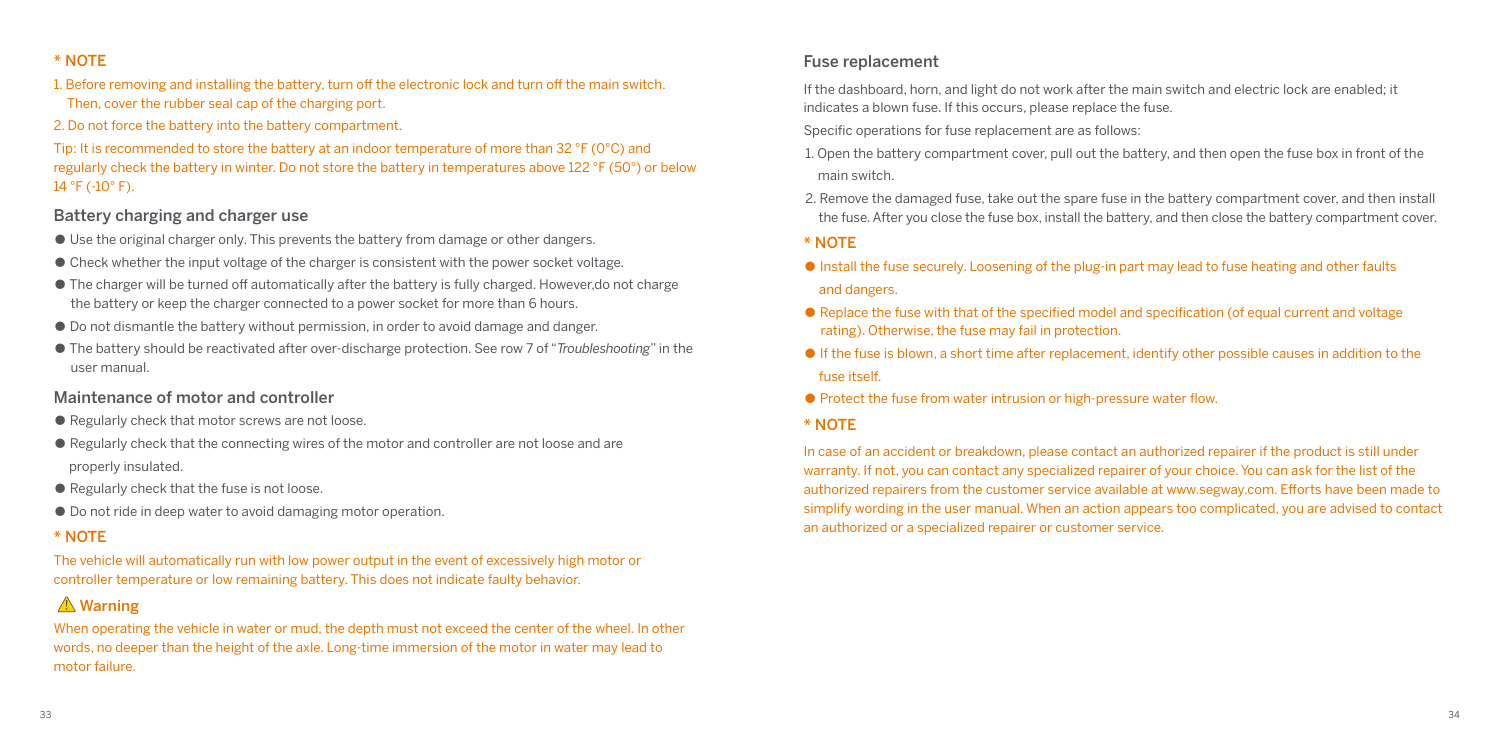**\* NOTE**

1. Before removing and installing the battery, turn off the electronic lock and turn off the main switch. Then, cover the rubber seal cap of the charging port.
2. Do not force the battery into the battery compartment.

Tip: It is recommended to store the battery at an indoor temperature of more than 32 °F (0°C) and regularly check the battery in winter. Do not store the battery in temperatures above 122 °F (50°) or below 14 °F (-10° F).

## Battery charging and charger use

- Use the original charger only. This prevents the battery from damage or other dangers.
- Check whether the input voltage of the charger is consistent with the power socket voltage.
- The charger will be turned off automatically after the battery is fully charged. However,do not charge the battery or keep the charger connected to a power socket for more than 6 hours.
- Do not dismantle the battery without permission, in order to avoid damage and danger.
- The battery should be reactivated after over-discharge protection. See row 7 of "*Troubleshooting*" in the user manual.

## Maintenance of motor and controller

- Regularly check that motor screws are not loose.
- Regularly check that the connecting wires of the motor and controller are not loose and are properly insulated.
- Regularly check that the fuse is not loose.
- Do not ride in deep water to avoid damaging motor operation.

**\* NOTE**

The vehicle will automatically run with low power output in the event of excessively high motor or controller temperature or low remaining battery. This does not indicate faulty behavior.

**⚠ Warning**

When operating the vehicle in water or mud, the depth must not exceed the center of the wheel. In other words, no deeper than the height of the axle. Long-time immersion of the motor in water may lead to motor failure.

## Fuse replacement

If the dashboard, horn, and light do not work after the main switch and electric lock are enabled; it indicates a blown fuse. If this occurs, please replace the fuse.

Specific operations for fuse replacement are as follows:

1. Open the battery compartment cover, pull out the battery, and then open the fuse box in front of the main switch.
2. Remove the damaged fuse, take out the spare fuse in the battery compartment cover, and then install the fuse. After you close the fuse box, install the battery, and then close the battery compartment cover.

**\* NOTE**

- Install the fuse securely. Loosening of the plug-in part may lead to fuse heating and other faults and dangers.
- Replace the fuse with that of the specified model and specification (of equal current and voltage rating). Otherwise, the fuse may fail in protection.
- If the fuse is blown, a short time after replacement, identify other possible causes in addition to the fuse itself.
- Protect the fuse from water intrusion or high-pressure water flow.

**\* NOTE**

In case of an accident or breakdown, please contact an authorized repairer if the product is still under warranty. If not, you can contact any specialized repairer of your choice. You can ask for the list of the authorized repairers from the customer service available at www.segway.com. Efforts have been made to simplify wording in the user manual. When an action appears too complicated, you are advised to contact an authorized or a specialized repairer or customer service.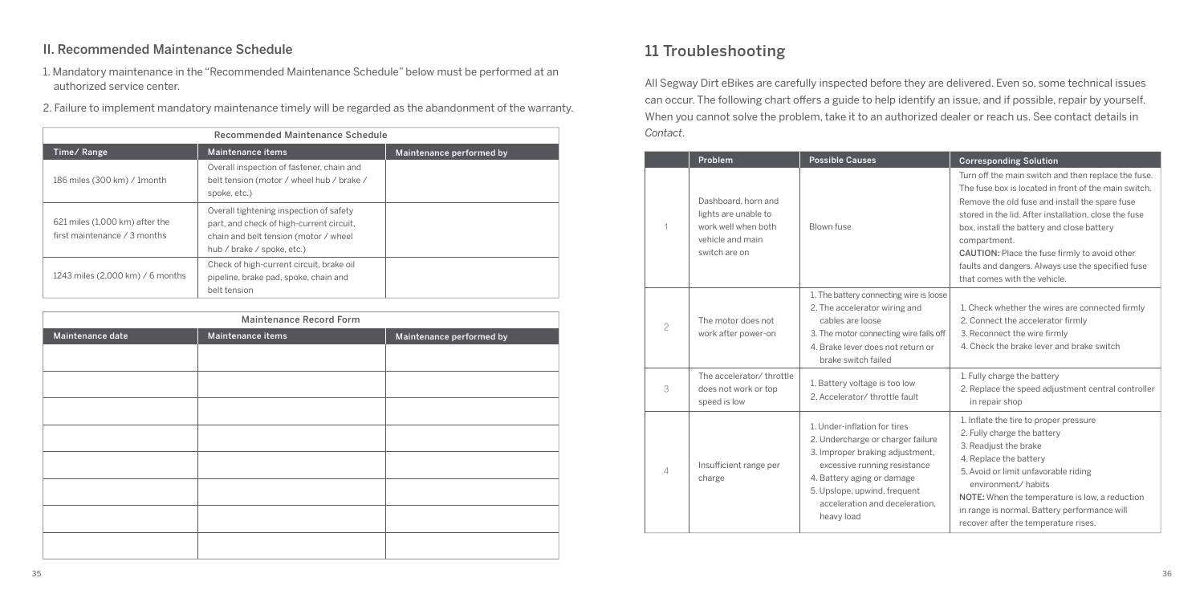## II. Recommended Maintenance Schedule

1. Mandatory maintenance in the "Recommended Maintenance Schedule" below must be performed at an authorized service center.
2. Failure to implement mandatory maintenance timely will be regarded as the abandonment of the warranty.

| Recommended Maintenance Schedule | | |
|---|---|---|
| Time/ Range | Maintenance items | Maintenance performed by |
| 186 miles (300 km) / 1month | Overall inspection of fastener, chain and belt tension (motor / wheel hub / brake / spoke, etc.) | |
| 621 miles (1,000 km) after the first maintenance / 3 months | Overall tightening inspection of safety part, and check of high-current circuit, chain and belt tension (motor / wheel hub / brake / spoke, etc.) | |
| 1243 miles (2,000 km) / 6 months | Check of high-current circuit, brake oil pipeline, brake pad, spoke, chain and belt tension | |

| Maintenance Record Form | | |
|---|---|---|
| Maintenance date | Maintenance items | Maintenance performed by |
| | | |
| | | |
| | | |
| | | |
| | | |
| | | |
| | | |
| | | |

# 11 Troubleshooting

All Segway Dirt eBikes are carefully inspected before they are delivered. Even so, some technical issues can occur. The following chart offers a guide to help identify an issue, and if possible, repair by yourself. When you cannot solve the problem, take it to an authorized dealer or reach us. See contact details in *Contact*.

| | Problem | Possible Causes | Corresponding Solution |
|---|---|---|---|
| 1 | Dashboard, horn and lights are unable to work well when both vehicle and main switch are on | Blown fuse | Turn off the main switch and then replace the fuse. The fuse box is located in front of the main switch. Remove the old fuse and install the spare fuse stored in the lid. After installation, close the fuse box, install the battery and close battery compartment.<br>**CAUTION:** Place the fuse firmly to avoid other faults and dangers. Always use the specified fuse that comes with the vehicle. |
| 2 | The motor does not work after power-on | 1. The battery connecting wire is loose<br>2. The accelerator wiring and cables are loose<br>3. The motor connecting wire falls off<br>4. Brake lever does not return or brake switch failed | 1. Check whether the wires are connected firmly<br>2. Connect the accelerator firmly<br>3. Reconnect the wire firmly<br>4. Check the brake lever and brake switch |
| 3 | The accelerator/ throttle does not work or top speed is low | 1. Battery voltage is too low<br>2. Accelerator/ throttle fault | 1. Fully charge the battery<br>2. Replace the speed adjustment central controller in repair shop |
| 4 | Insufficient range per charge | 1. Under-inflation for tires<br>2. Undercharge or charger failure<br>3. Improper braking adjustment, excessive running resistance<br>4. Battery aging or damage<br>5. Upslope, upwind, frequent acceleration and deceleration, heavy load | 1. Inflate the tire to proper pressure<br>2. Fully charge the battery<br>3. Readjust the brake<br>4. Replace the battery<br>5. Avoid or limit unfavorable riding environment/ habits<br>**NOTE:** When the temperature is low, a reduction in range is normal. Battery performance will recover after the temperature rises. |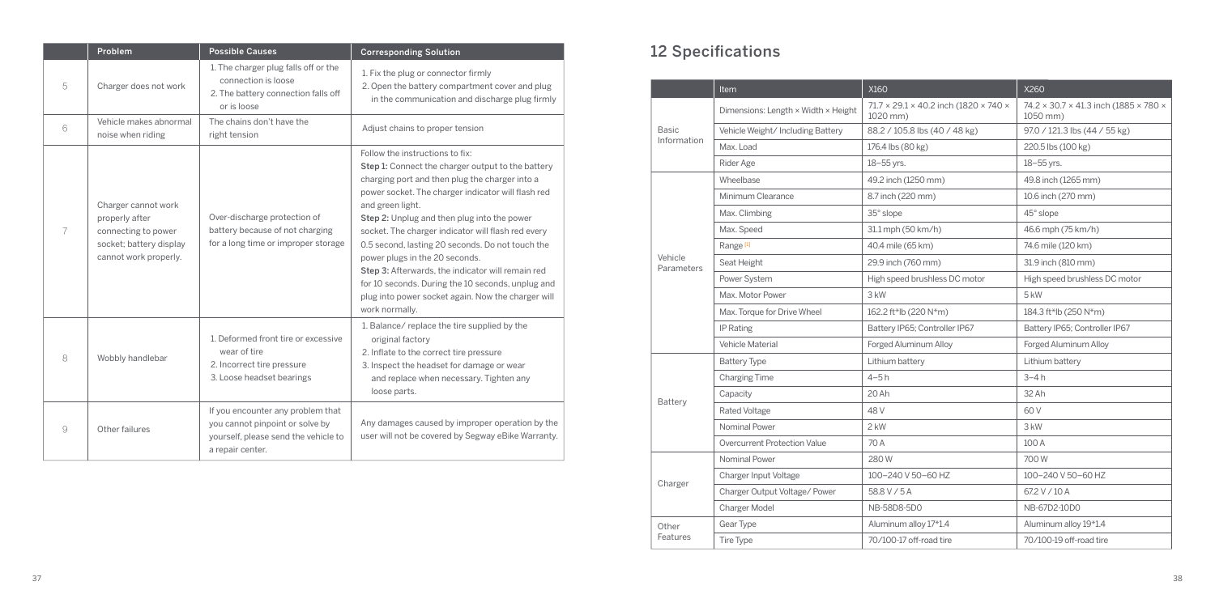| | Problem | Possible Causes | Corresponding Solution |
|---|---|---|---|
| 5 | Charger does not work | 1. The charger plug falls off or the connection is loose<br>2. The battery connection falls off or is loose | 1. Fix the plug or connector firmly<br>2. Open the battery compartment cover and plug in the communication and discharge plug firmly |
| 6 | Vehicle makes abnormal noise when riding | The chains don't have the right tension | Adjust chains to proper tension |
| 7 | Charger cannot work properly after connecting to power socket; battery display cannot work properly. | Over-discharge protection of battery because of not charging for a long time or improper storage | Follow the instructions to fix:<br>**Step 1:** Connect the charger output to the battery charging port and then plug the charger into a power socket. The charger indicator will flash red and green light.<br>**Step 2:** Unplug and then plug into the power socket. The charger indicator will flash red every 0.5 second, lasting 20 seconds. Do not touch the power plugs in the 20 seconds.<br>**Step 3:** Afterwards, the indicator will remain red for 10 seconds. During the 10 seconds, unplug and plug into power socket again. Now the charger will work normally. |
| 8 | Wobbly handlebar | 1. Deformed front tire or excessive wear of tire<br>2. Incorrect tire pressure<br>3. Loose headset bearings | 1. Balance/ replace the tire supplied by the original factory<br>2. Inflate to the correct tire pressure<br>3. Inspect the headset for damage or wear and replace when necessary. Tighten any loose parts. |
| 9 | Other failures | If you encounter any problem that you cannot pinpoint or solve by yourself, please send the vehicle to a repair center. | Any damages caused by improper operation by the user will not be covered by Segway eBike Warranty. |

# 12 Specifications

| | Item | X160 | X260 |
|---|---|---|---|
| Basic Information | Dimensions: Length × Width × Height | 71.7 × 29.1 × 40.2 inch (1820 × 740 × 1020 mm) | 74.2 × 30.7 × 41.3 inch (1885 × 780 × 1050 mm) |
| | Vehicle Weight/ Including Battery | 88.2 / 105.8 lbs (40 / 48 kg) | 97.0 / 121.3 lbs (44 / 55 kg) |
| | Max. Load | 176.4 lbs (80 kg) | 220.5 lbs (100 kg) |
| | Rider Age | 18–55 yrs. | 18–55 yrs. |
| Vehicle Parameters | Wheelbase | 49.2 inch (1250 mm) | 49.8 inch (1265 mm) |
| | Minimum Clearance | 8.7 inch (220 mm) | 10.6 inch (270 mm) |
| | Max. Climbing | 35° slope | 45° slope |
| | Max. Speed | 31.1 mph (50 km/h) | 46.6 mph (75 km/h) |
| | Range [1] | 40.4 mile (65 km) | 74.6 mile (120 km) |
| | Seat Height | 29.9 inch (760 mm) | 31.9 inch (810 mm) |
| | Power System | High speed brushless DC motor | High speed brushless DC motor |
| | Max. Motor Power | 3 kW | 5 kW |
| | Max. Torque for Drive Wheel | 162.2 ft*lb (220 N*m) | 184.3 ft*lb (250 N*m) |
| | IP Rating | Battery IP65; Controller IP67 | Battery IP65; Controller IP67 |
| | Vehicle Material | Forged Aluminum Alloy | Forged Aluminum Alloy |
| Battery | Battery Type | Lithium battery | Lithium battery |
| | Charging Time | 4–5 h | 3–4 h |
| | Capacity | 20 Ah | 32 Ah |
| | Rated Voltage | 48 V | 60 V |
| | Nominal Power | 2 kW | 3 kW |
| | Overcurrent Protection Value | 70 A | 100 A |
| Charger | Nominal Power | 280 W | 700 W |
| | Charger Input Voltage | 100–240 V 50–60 HZ | 100–240 V 50–60 HZ |
| | Charger Output Voltage/ Power | 58.8 V / 5 A | 67.2 V / 10 A |
| | Charger Model | NB-58D8-5D0 | NB-67D2-10D0 |
| Other Features | Gear Type | Aluminum alloy 17*1.4 | Aluminum alloy 19*1.4 |
| | Tire Type | 70/100-17 off-road tire | 70/100-19 off-road tire |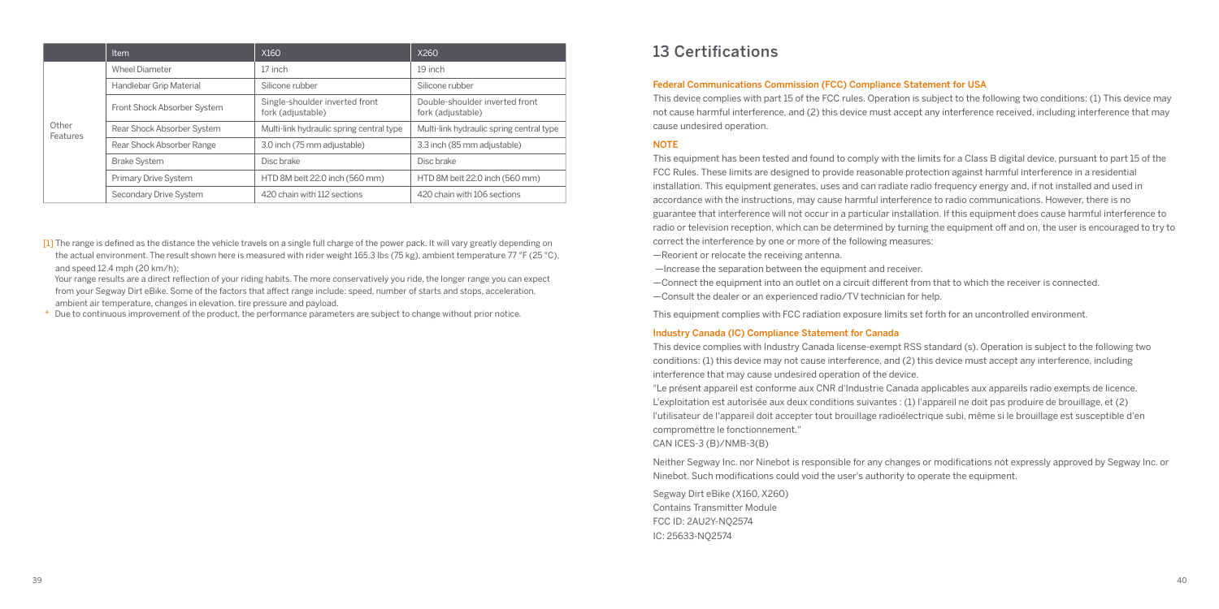| | Item | X160 | X260 |
|---|---|---|---|
| Other Features | Wheel Diameter | 17 inch | 19 inch |
| | Handlebar Grip Material | Silicone rubber | Silicone rubber |
| | Front Shock Absorber System | Single-shoulder inverted front fork (adjustable) | Double-shoulder inverted front fork (adjustable) |
| | Rear Shock Absorber System | Multi-link hydraulic spring central type | Multi-link hydraulic spring central type |
| | Rear Shock Absorber Range | 3.0 inch (75 mm adjustable) | 3.3 inch (85 mm adjustable) |
| | Brake System | Disc brake | Disc brake |
| | Primary Drive System | HTD 8M belt 22.0 inch (560 mm) | HTD 8M belt 22.0 inch (560 mm) |
| | Secondary Drive System | 420 chain with 112 sections | 420 chain with 106 sections |

[1] The range is defined as the distance the vehicle travels on a single full charge of the power pack. It will vary greatly depending on the actual environment. The result shown here is measured with rider weight 165.3 lbs (75 kg), ambient temperature 77 °F (25 °C), and speed 12.4 mph (20 km/h);

Your range results are a direct reflection of your riding habits. The more conservatively you ride, the longer range you can expect from your Segway Dirt eBike. Some of the factors that affect range include: speed, number of starts and stops, acceleration, ambient air temperature, changes in elevation. tire pressure and payload.

* Due to continuous improvement of the product, the performance parameters are subject to change without prior notice.

# 13 Certifications

### Federal Communications Commission (FCC) Compliance Statement for USA

This device complies with part 15 of the FCC rules. Operation is subject to the following two conditions: (1) This device may not cause harmful interference, and (2) this device must accept any interference received, including interference that may cause undesired operation.

### NOTE

This equipment has been tested and found to comply with the limits for a Class B digital device, pursuant to part 15 of the FCC Rules. These limits are designed to provide reasonable protection against harmful interference in a residential installation. This equipment generates, uses and can radiate radio frequency energy and, if not installed and used in accordance with the instructions, may cause harmful interference to radio communications. However, there is no guarantee that interference will not occur in a particular installation. If this equipment does cause harmful interference to radio or television reception, which can be determined by turning the equipment off and on, the user is encouraged to try to correct the interference by one or more of the following measures:

—Reorient or relocate the receiving antenna.

—Increase the separation between the equipment and receiver.

—Connect the equipment into an outlet on a circuit different from that to which the receiver is connected.

—Consult the dealer or an experienced radio/TV technician for help.

This equipment complies with FCC radiation exposure limits set forth for an uncontrolled environment.

### Industry Canada (IC) Compliance Statement for Canada

This device complies with Industry Canada license-exempt RSS standard (s). Operation is subject to the following two conditions: (1) this device may not cause interference, and (2) this device must accept any interference, including interference that may cause undesired operation of the device.

"Le présent appareil est conforme aux CNR d'Industrie Canada applicables aux appareils radio exempts de licence. L'exploitation est autorisée aux deux conditions suivantes : (1) l'appareil ne doit pas produire de brouillage, et (2) l'utilisateur de l'appareil doit accepter tout brouillage radioélectrique subi, même si le brouillage est susceptible d'en compromettre le fonctionnement."

CAN ICES-3 (B)/NMB-3(B)

Neither Segway Inc. nor Ninebot is responsible for any changes or modifications not expressly approved by Segway Inc. or Ninebot. Such modifications could void the user's authority to operate the equipment.

Segway Dirt eBike (X160, X260)
Contains Transmitter Module
FCC ID: 2AU2Y-NQ2574
IC: 25633-NQ2574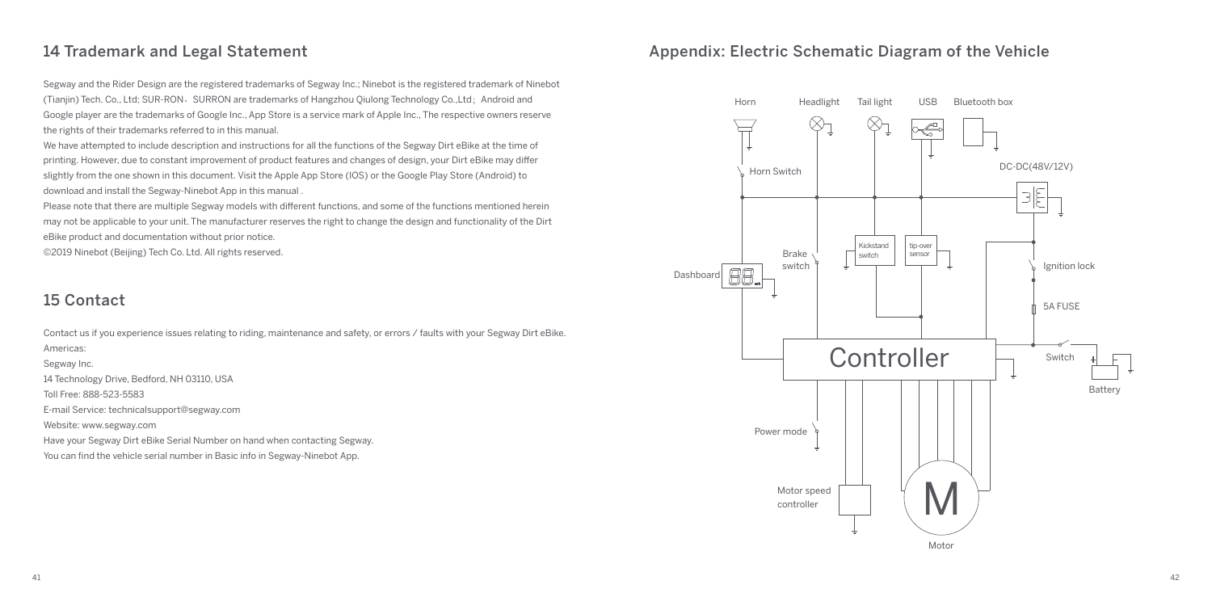## 14 Trademark and Legal Statement

Segway and the Rider Design are the registered trademarks of Segway Inc.; Ninebot is the registered trademark of Ninebot (Tianjin) Tech. Co., Ltd; SUR-RON、SURRON are trademarks of Hangzhou Qiulong Technology Co.,Ltd；Android and Google player are the trademarks of Google Inc., App Store is a service mark of Apple Inc., The respective owners reserve the rights of their trademarks referred to in this manual.

We have attempted to include description and instructions for all the functions of the Segway Dirt eBike at the time of printing. However, due to constant improvement of product features and changes of design, your Dirt eBike may differ slightly from the one shown in this document. Visit the Apple App Store (IOS) or the Google Play Store (Android) to download and install the Segway-Ninebot App in this manual .

Please note that there are multiple Segway models with different functions, and some of the functions mentioned herein may not be applicable to your unit. The manufacturer reserves the right to change the design and functionality of the Dirt eBike product and documentation without prior notice.

©2019 Ninebot (Beijing) Tech Co. Ltd. All rights reserved.

## 15 Contact

Contact us if you experience issues relating to riding, maintenance and safety, or errors / faults with your Segway Dirt eBike.

Americas:

Segway Inc.

14 Technology Drive, Bedford, NH 03110, USA

Toll Free: 888-523-5583

E-mail Service: technicalsupport@segway.com

Website: www.segway.com

Have your Segway Dirt eBike Serial Number on hand when contacting Segway.

You can find the vehicle serial number in Basic info in Segway-Ninebot App.

## Appendix: Electric Schematic Diagram of the Vehicle

Horn
Headlight
Tail light
USB
Bluetooth box
Horn Switch
DC-DC(48V/12V)
Kickstand switch
tip-over sensor
Brake switch
Dashboard
Ignition lock
5A FUSE
Controller
Switch
Battery
Power mode
Motor speed controller
M
Motor